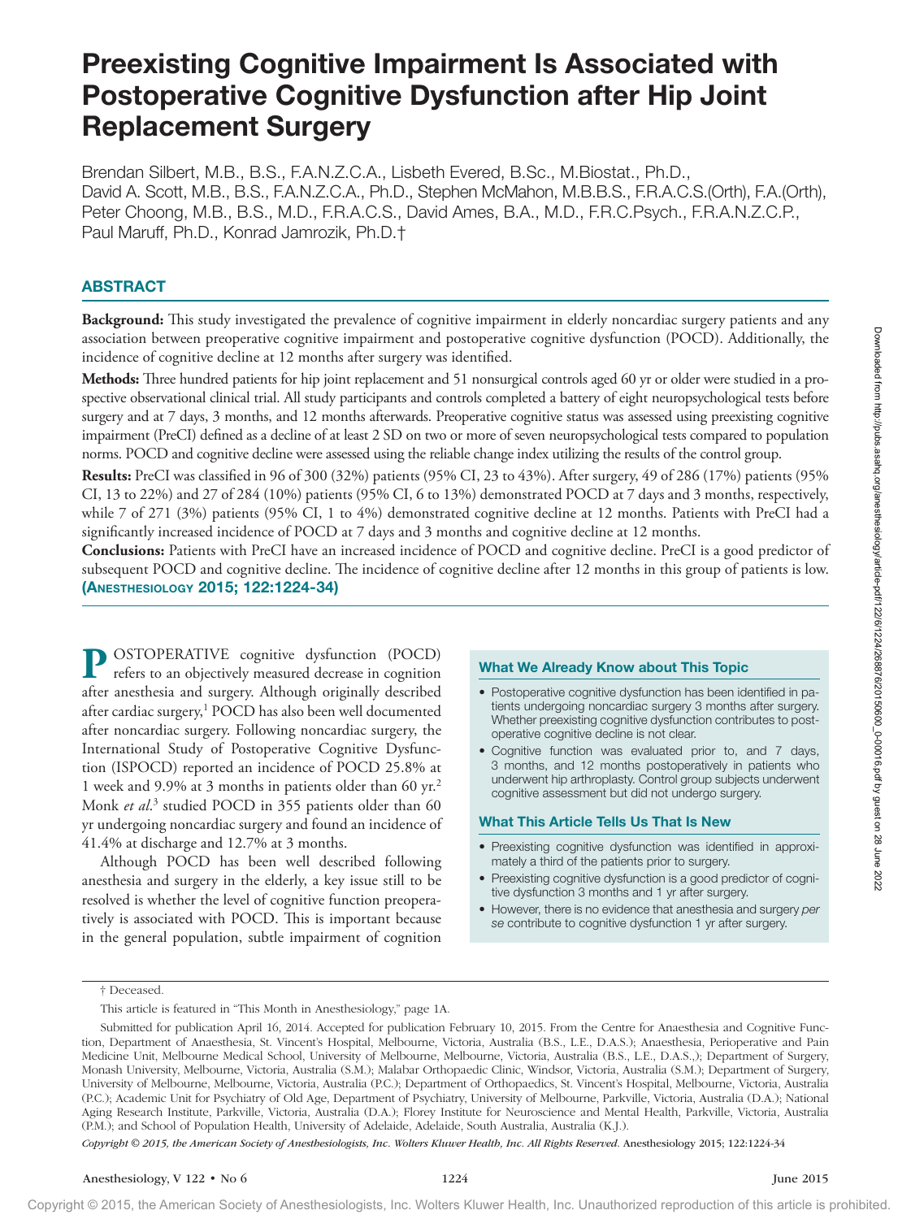# Preexisting Cognitive Impairment Is Associated with Postoperative Cognitive Dysfunction after Hip Joint Replacement Surgery

Brendan Silbert, M.B., B.S., F.A.N.Z.C.A., Lisbeth Evered, B.Sc., M.Biostat., Ph.D., David A. Scott, M.B., B.S., F.A.N.Z.C.A., Ph.D., Stephen McMahon, M.B.B.S., F.R.A.C.S.(Orth), F.A.(Orth), Peter Choong, M.B., B.S., M.D., F.R.A.C.S., David Ames, B.A., M.D., F.R.C.Psych., F.R.A.N.Z.C.P., Paul Maruff, Ph.D., Konrad Jamrozik, Ph.D.†

## ABSTRACT

**Background:** This study investigated the prevalence of cognitive impairment in elderly noncardiac surgery patients and any association between preoperative cognitive impairment and postoperative cognitive dysfunction (POCD). Additionally, the incidence of cognitive decline at 12 months after surgery was identified.

**Methods:** Three hundred patients for hip joint replacement and 51 nonsurgical controls aged 60 yr or older were studied in a prospective observational clinical trial. All study participants and controls completed a battery of eight neuropsychological tests before surgery and at 7 days, 3 months, and 12 months afterwards. Preoperative cognitive status was assessed using preexisting cognitive impairment (PreCI) defined as a decline of at least 2 SD on two or more of seven neuropsychological tests compared to population norms. POCD and cognitive decline were assessed using the reliable change index utilizing the results of the control group.

**Results:** PreCI was classified in 96 of 300 (32%) patients (95% CI, 23 to 43%). After surgery, 49 of 286 (17%) patients (95% CI, 13 to 22%) and 27 of 284 (10%) patients (95% CI, 6 to 13%) demonstrated POCD at 7 days and 3 months, respectively, while 7 of 271 (3%) patients (95% CI, 1 to 4%) demonstrated cognitive decline at 12 months. Patients with PreCI had a significantly increased incidence of POCD at 7 days and 3 months and cognitive decline at 12 months.

**Conclusions:** Patients with PreCI have an increased incidence of POCD and cognitive decline. PreCI is a good predictor of subsequent POCD and cognitive decline. The incidence of cognitive decline after 12 months in this group of patients is low. **(Anesthesiology 2015; 122:1224-34)**

POSTOPERATIVE cognitive dysfunction (POCD) refers to an objectively measured decrease in cognition after anesthesia and surgery. Although originally described after cardiac surgery,[1] POCD has also been well documented after noncardiac surgery. Following noncardiac surgery, the International Study of Postoperative Cognitive Dysfunction (ISPOCD) reported an incidence of POCD 25.8% at 1 week and 9.9% at 3 months in patients older than 60 yr.[2] Monk *et al.*[3] studied POCD in 355 patients older than 60 yr undergoing noncardiac surgery and found an incidence of 41.4% at discharge and 12.7% at 3 months.

Although POCD has been well described following anesthesia and surgery in the elderly, a key issue still to be resolved is whether the level of cognitive function preoperatively is associated with POCD. This is important because in the general population, subtle impairment of cognition

### What We Already Know about This Topic

- Postoperative cognitive dysfunction has been identified in patients undergoing noncardiac surgery 3 months after surgery. Whether preexisting cognitive dysfunction contributes to postoperative cognitive decline is not clear.
- Cognitive function was evaluated prior to, and 7 days, 3 months, and 12 months postoperatively in patients who underwent hip arthroplasty. Control group subjects underwent cognitive assessment but did not undergo surgery.

### What This Article Tells Us That Is New

- Preexisting cognitive dysfunction was identified in approximately a third of the patients prior to surgery.
- Preexisting cognitive dysfunction is a good predictor of cognitive dysfunction 3 months and 1 yr after surgery.
- However, there is no evidence that anesthesia and surgery *per se* contribute to cognitive dysfunction 1 yr after surgery.

† Deceased.

This article is featured in "This Month in Anesthesiology," page 1A.

Submitted for publication April 16, 2014. Accepted for publication February 10, 2015. From the Centre for Anaesthesia and Cognitive Function, Department of Anaesthesia, St. Vincent's Hospital, Melbourne, Victoria, Australia (B.S., L.E., D.A.S.); Anaesthesia, Perioperative and Pain Medicine Unit, Melbourne Medical School, University of Melbourne, Melbourne, Victoria, Australia (B.S., L.E., D.A.S.,); Department of Surgery, Monash University, Melbourne, Victoria, Australia (S.M.); Malabar Orthopaedic Clinic, Windsor, Victoria, Australia (S.M.); Department of Surgery, University of Melbourne, Melbourne, Victoria, Australia (P.C.); Department of Orthopaedics, St. Vincent's Hospital, Melbourne, Victoria, Australia (P.C.); Academic Unit for Psychiatry of Old Age, Department of Psychiatry, University of Melbourne, Parkville, Victoria, Australia (D.A.); National Aging Research Institute, Parkville, Victoria, Australia (D.A.); Florey Institute for Neuroscience and Mental Health, Parkville, Victoria, Australia (P.M.); and School of Population Health, University of Adelaide, Adelaide, South Australia, Australia (K.J.).

*Copyright © 2015, the American Society of Anesthesiologists, Inc. Wolters Kluwer Health, Inc. All Rights Reserved.* Anesthesiology 2015; 122:1224-34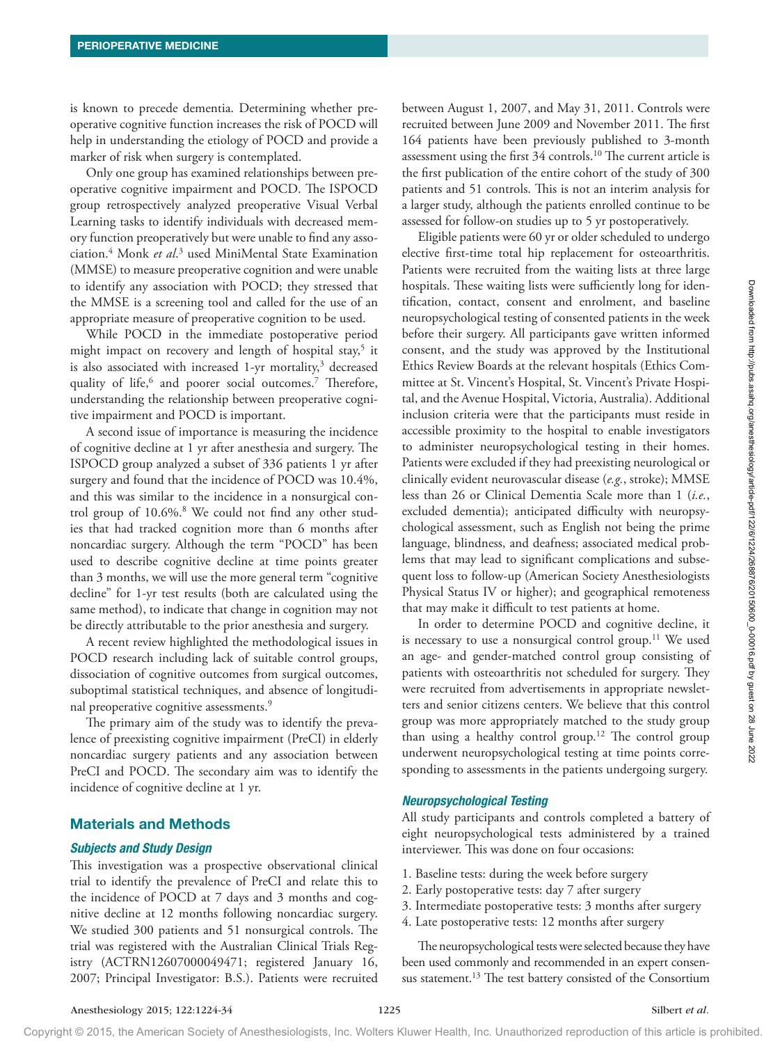is known to precede dementia. Determining whether preoperative cognitive function increases the risk of POCD will help in understanding the etiology of POCD and provide a marker of risk when surgery is contemplated.

Only one group has examined relationships between preoperative cognitive impairment and POCD. The ISPOCD group retrospectively analyzed preoperative Visual Verbal Learning tasks to identify individuals with decreased memory function preoperatively but were unable to find any association.[4] Monk *et al*.[3] used MiniMental State Examination (MMSE) to measure preoperative cognition and were unable to identify any association with POCD; they stressed that the MMSE is a screening tool and called for the use of an appropriate measure of preoperative cognition to be used.

While POCD in the immediate postoperative period might impact on recovery and length of hospital stay,[5] it is also associated with increased 1-yr mortality,[3] decreased quality of life,[6] and poorer social outcomes.[7] Therefore, understanding the relationship between preoperative cognitive impairment and POCD is important.

A second issue of importance is measuring the incidence of cognitive decline at 1 yr after anesthesia and surgery. The ISPOCD group analyzed a subset of 336 patients 1 yr after surgery and found that the incidence of POCD was 10.4%, and this was similar to the incidence in a nonsurgical control group of 10.6%.[8] We could not find any other studies that had tracked cognition more than 6 months after noncardiac surgery. Although the term "POCD" has been used to describe cognitive decline at time points greater than 3 months, we will use the more general term "cognitive decline" for 1-yr test results (both are calculated using the same method), to indicate that change in cognition may not be directly attributable to the prior anesthesia and surgery.

A recent review highlighted the methodological issues in POCD research including lack of suitable control groups, dissociation of cognitive outcomes from surgical outcomes, suboptimal statistical techniques, and absence of longitudinal preoperative cognitive assessments.[9]

The primary aim of the study was to identify the prevalence of preexisting cognitive impairment (PreCI) in elderly noncardiac surgery patients and any association between PreCI and POCD. The secondary aim was to identify the incidence of cognitive decline at 1 yr.

## Materials and Methods

### *Subjects and Study Design*

This investigation was a prospective observational clinical trial to identify the prevalence of PreCI and relate this to the incidence of POCD at 7 days and 3 months and cognitive decline at 12 months following noncardiac surgery. We studied 300 patients and 51 nonsurgical controls. The trial was registered with the Australian Clinical Trials Registry (ACTRN12607000049471; registered January 16, 2007; Principal Investigator: B.S.). Patients were recruited between August 1, 2007, and May 31, 2011. Controls were recruited between June 2009 and November 2011. The first 164 patients have been previously published to 3-month assessment using the first 34 controls.[10] The current article is the first publication of the entire cohort of the study of 300 patients and 51 controls. This is not an interim analysis for a larger study, although the patients enrolled continue to be assessed for follow-on studies up to 5 yr postoperatively.

Eligible patients were 60 yr or older scheduled to undergo elective first-time total hip replacement for osteoarthritis. Patients were recruited from the waiting lists at three large hospitals. These waiting lists were sufficiently long for identification, contact, consent and enrolment, and baseline neuropsychological testing of consented patients in the week before their surgery. All participants gave written informed consent, and the study was approved by the Institutional Ethics Review Boards at the relevant hospitals (Ethics Committee at St. Vincent's Hospital, St. Vincent's Private Hospital, and the Avenue Hospital, Victoria, Australia). Additional inclusion criteria were that the participants must reside in accessible proximity to the hospital to enable investigators to administer neuropsychological testing in their homes. Patients were excluded if they had preexisting neurological or clinically evident neurovascular disease (*e.g.*, stroke); MMSE less than 26 or Clinical Dementia Scale more than 1 (*i.e.*, excluded dementia); anticipated difficulty with neuropsychological assessment, such as English not being the prime language, blindness, and deafness; associated medical problems that may lead to significant complications and subsequent loss to follow-up (American Society Anesthesiologists Physical Status IV or higher); and geographical remoteness that may make it difficult to test patients at home.

In order to determine POCD and cognitive decline, it is necessary to use a nonsurgical control group.[11] We used an age- and gender-matched control group consisting of patients with osteoarthritis not scheduled for surgery. They were recruited from advertisements in appropriate newsletters and senior citizens centers. We believe that this control group was more appropriately matched to the study group than using a healthy control group.[12] The control group underwent neuropsychological testing at time points corresponding to assessments in the patients undergoing surgery.

### *Neuropsychological Testing*

All study participants and controls completed a battery of eight neuropsychological tests administered by a trained interviewer. This was done on four occasions:

1. Baseline tests: during the week before surgery
2. Early postoperative tests: day 7 after surgery
3. Intermediate postoperative tests: 3 months after surgery
4. Late postoperative tests: 12 months after surgery

The neuropsychological tests were selected because they have been used commonly and recommended in an expert consensus statement.[13] The test battery consisted of the Consortium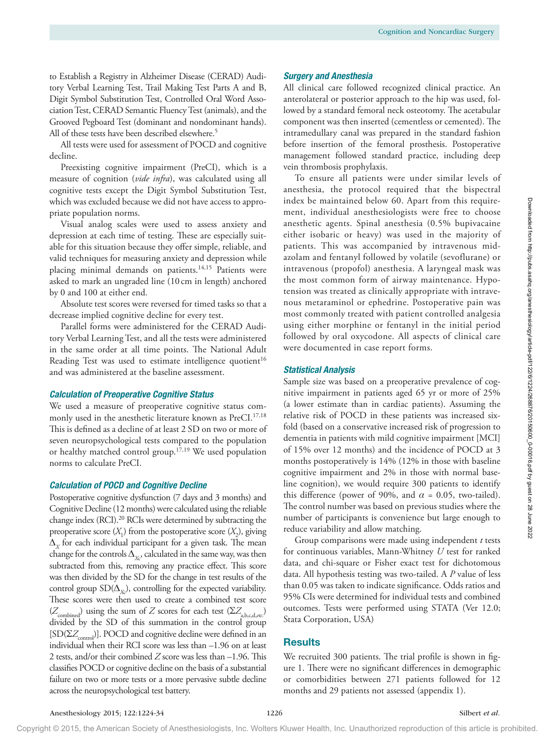to Establish a Registry in Alzheimer Disease (CERAD) Auditory Verbal Learning Test, Trail Making Test Parts A and B, Digit Symbol Substitution Test, Controlled Oral Word Association Test, CERAD Semantic Fluency Test (animals), and the Grooved Pegboard Test (dominant and nondominant hands). All of these tests have been described elsewhere.[5]

All tests were used for assessment of POCD and cognitive decline.

Preexisting cognitive impairment (PreCI), which is a measure of cognition (*vide infra*), was calculated using all cognitive tests except the Digit Symbol Substitution Test, which was excluded because we did not have access to appropriate population norms.

Visual analog scales were used to assess anxiety and depression at each time of testing. These are especially suitable for this situation because they offer simple, reliable, and valid techniques for measuring anxiety and depression while placing minimal demands on patients.[14,15] Patients were asked to mark an ungraded line (10 cm in length) anchored by 0 and 100 at either end.

Absolute test scores were reversed for timed tasks so that a decrease implied cognitive decline for every test.

Parallel forms were administered for the CERAD Auditory Verbal Learning Test, and all the tests were administered in the same order at all time points. The National Adult Reading Test was used to estimate intelligence quotient[16] and was administered at the baseline assessment.

### Calculation of Preoperative Cognitive Status

We used a measure of preoperative cognitive status commonly used in the anesthetic literature known as PreCI.[17,18] This is defined as a decline of at least 2 SD on two or more of seven neuropsychological tests compared to the population or healthy matched control group.[17,19] We used population norms to calculate PreCI.

### Calculation of POCD and Cognitive Decline

Postoperative cognitive dysfunction (7 days and 3 months) and Cognitive Decline (12 months) were calculated using the reliable change index (RCI).[20] RCIs were determined by subtracting the preoperative score ($X_1$) from the postoperative score ($X_2$), giving $\Delta_X$ for each individual participant for a given task. The mean change for the controls $\Delta_{Xc}$, calculated in the same way, was then subtracted from this, removing any practice effect. This score was then divided by the SD for the change in test results of the control group SD($\Delta_{Xc}$), controlling for the expected variability. These scores were then used to create a combined test score ($Z_{\text{combined}}$) using the sum of Z scores for each test ($\Sigma Z_{\text{a,b,c,d,}etc.}$) divided by the SD of this summation in the control group [SD($\Sigma Z_{\text{control}}$)]. POCD and cognitive decline were defined in an individual when their RCI score was less than –1.96 on at least 2 tests, and/or their combined Z score was less than –1.96. This classifies POCD or cognitive decline on the basis of a substantial failure on two or more tests or a more pervasive subtle decline across the neuropsychological test battery.

### Surgery and Anesthesia

All clinical care followed recognized clinical practice. An anterolateral or posterior approach to the hip was used, followed by a standard femoral neck osteotomy. The acetabular component was then inserted (cementless or cemented). The intramedullary canal was prepared in the standard fashion before insertion of the femoral prosthesis. Postoperative management followed standard practice, including deep vein thrombosis prophylaxis.

To ensure all patients were under similar levels of anesthesia, the protocol required that the bispectral index be maintained below 60. Apart from this requirement, individual anesthesiologists were free to choose anesthetic agents. Spinal anesthesia (0.5% bupivacaine either isobaric or heavy) was used in the majority of patients. This was accompanied by intravenous midazolam and fentanyl followed by volatile (sevoflurane) or intravenous (propofol) anesthesia. A laryngeal mask was the most common form of airway maintenance. Hypotension was treated as clinically appropriate with intravenous metaraminol or ephedrine. Postoperative pain was most commonly treated with patient controlled analgesia using either morphine or fentanyl in the initial period followed by oral oxycodone. All aspects of clinical care were documented in case report forms.

### Statistical Analysis

Sample size was based on a preoperative prevalence of cognitive impairment in patients aged 65 yr or more of 25% (a lower estimate than in cardiac patients). Assuming the relative risk of POCD in these patients was increased sixfold (based on a conservative increased risk of progression to dementia in patients with mild cognitive impairment [MCI] of 15% over 12 months) and the incidence of POCD at 3 months postoperatively is 14% (12% in those with baseline cognitive impairment and 2% in those with normal baseline cognition), we would require 300 patients to identify this difference (power of 90%, and $\alpha$ = 0.05, two-tailed). The control number was based on previous studies where the number of participants is convenience but large enough to reduce variability and allow matching.

Group comparisons were made using independent *t* tests for continuous variables, Mann-Whitney *U* test for ranked data, and chi-square or Fisher exact test for dichotomous data. All hypothesis testing was two-tailed. A *P* value of less than 0.05 was taken to indicate significance. Odds ratios and 95% CIs were determined for individual tests and combined outcomes. Tests were performed using STATA (Ver 12.0; Stata Corporation, USA)

## Results

We recruited 300 patients. The trial profile is shown in figure 1. There were no significant differences in demographic or comorbidities between 271 patients followed for 12 months and 29 patients not assessed (appendix 1).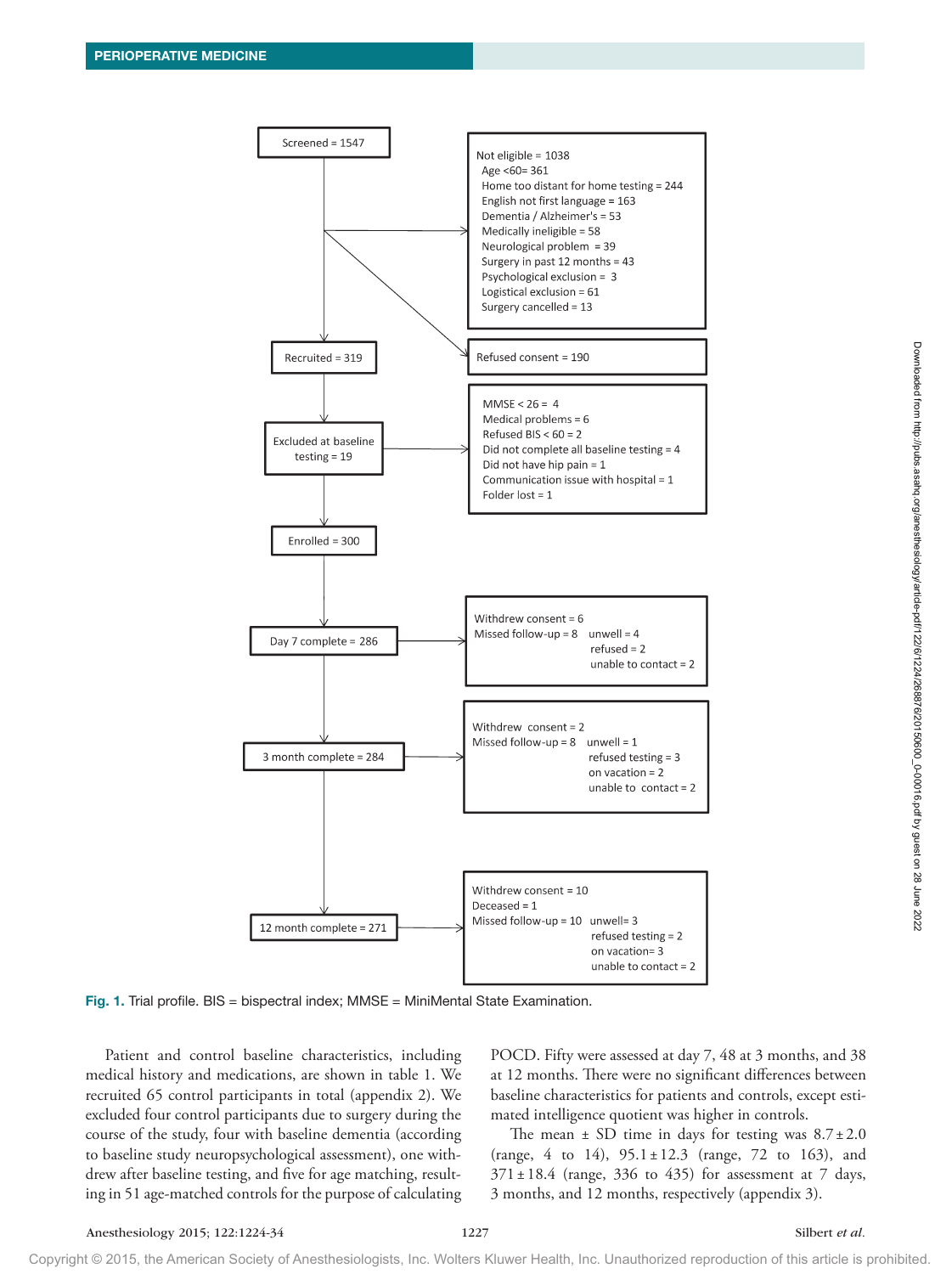Screened = 1547

Not eligible = 1038
- Age <60= 361
- Home too distant for home testing = 244
- English not first language = 163
- Dementia / Alzheimer's = 53
- Medically ineligible = 58
- Neurological problem = 39
- Surgery in past 12 months = 43
- Psychological exclusion = 3
- Logistical exclusion = 61
- Surgery cancelled = 13

Refused consent = 190

Recruited = 319

Excluded at baseline testing = 19
- MMSE < 26 = 4
- Medical problems = 6
- Refused BIS < 60 = 2
- Did not complete all baseline testing = 4
- Did not have hip pain = 1
- Communication issue with hospital = 1
- Folder lost = 1

Enrolled = 300

Day 7 complete = 286
- Withdrew consent = 6
- Missed follow-up = 8: unwell = 4, refused = 2, unable to contact = 2

3 month complete = 284
- Withdrew consent = 2
- Missed follow-up = 8: unwell = 1, refused testing = 3, on vacation = 2, unable to contact = 2

12 month complete = 271
- Withdrew consent = 10
- Deceased = 1
- Missed follow-up = 10: unwell= 3, refused testing = 2, on vacation= 3, unable to contact = 2

**Fig. 1.** Trial profile. BIS = bispectral index; MMSE = MiniMental State Examination.

Patient and control baseline characteristics, including medical history and medications, are shown in table 1. We recruited 65 control participants in total (appendix 2). We excluded four control participants due to surgery during the course of the study, four with baseline dementia (according to baseline study neuropsychological assessment), one withdrew after baseline testing, and five for age matching, resulting in 51 age-matched controls for the purpose of calculating POCD. Fifty were assessed at day 7, 48 at 3 months, and 38 at 12 months. There were no significant differences between baseline characteristics for patients and controls, except estimated intelligence quotient was higher in controls.

The mean ± SD time in days for testing was 8.7 ± 2.0 (range, 4 to 14), 95.1 ± 12.3 (range, 72 to 163), and 371 ± 18.4 (range, 336 to 435) for assessment at 7 days, 3 months, and 12 months, respectively (appendix 3).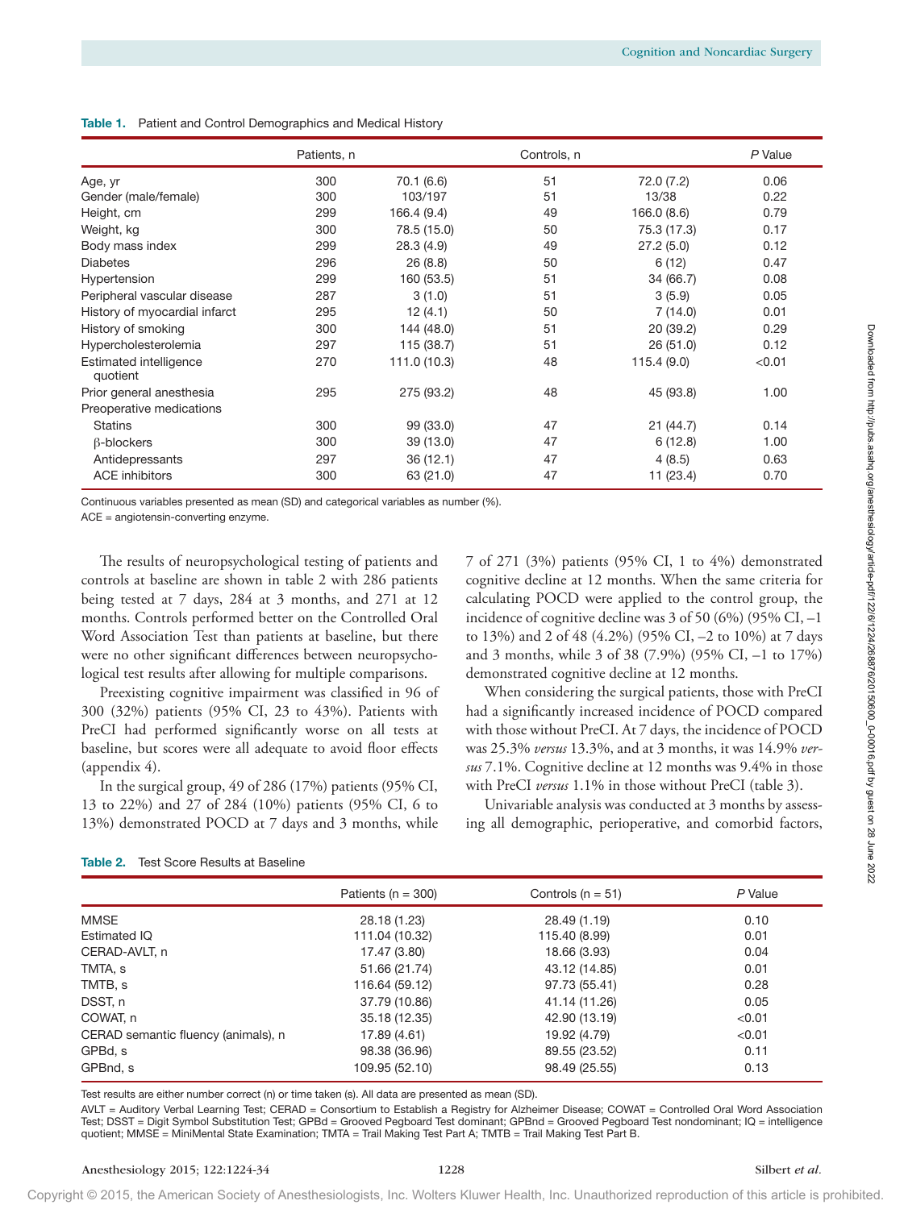**Table 1.** Patient and Control Demographics and Medical History

| | Patients, n | | Controls, n | | *P* Value |
|---|---|---|---|---|---|
| Age, yr | 300 | 70.1 (6.6) | 51 | 72.0 (7.2) | 0.06 |
| Gender (male/female) | 300 | 103/197 | 51 | 13/38 | 0.22 |
| Height, cm | 299 | 166.4 (9.4) | 49 | 166.0 (8.6) | 0.79 |
| Weight, kg | 300 | 78.5 (15.0) | 50 | 75.3 (17.3) | 0.17 |
| Body mass index | 299 | 28.3 (4.9) | 49 | 27.2 (5.0) | 0.12 |
| Diabetes | 296 | 26 (8.8) | 50 | 6 (12) | 0.47 |
| Hypertension | 299 | 160 (53.5) | 51 | 34 (66.7) | 0.08 |
| Peripheral vascular disease | 287 | 3 (1.0) | 51 | 3 (5.9) | 0.05 |
| History of myocardial infarct | 295 | 12 (4.1) | 50 | 7 (14.0) | 0.01 |
| History of smoking | 300 | 144 (48.0) | 51 | 20 (39.2) | 0.29 |
| Hypercholesterolemia | 297 | 115 (38.7) | 51 | 26 (51.0) | 0.12 |
| Estimated intelligence quotient | 270 | 111.0 (10.3) | 48 | 115.4 (9.0) | <0.01 |
| Prior general anesthesia | 295 | 275 (93.2) | 48 | 45 (93.8) | 1.00 |
| Preoperative medications | | | | | |
| Statins | 300 | 99 (33.0) | 47 | 21 (44.7) | 0.14 |
| β-blockers | 300 | 39 (13.0) | 47 | 6 (12.8) | 1.00 |
| Antidepressants | 297 | 36 (12.1) | 47 | 4 (8.5) | 0.63 |
| ACE inhibitors | 300 | 63 (21.0) | 47 | 11 (23.4) | 0.70 |

Continuous variables presented as mean (SD) and categorical variables as number (%).

ACE = angiotensin-converting enzyme.

The results of neuropsychological testing of patients and controls at baseline are shown in table 2 with 286 patients being tested at 7 days, 284 at 3 months, and 271 at 12 months. Controls performed better on the Controlled Oral Word Association Test than patients at baseline, but there were no other significant differences between neuropsychological test results after allowing for multiple comparisons.

Preexisting cognitive impairment was classified in 96 of 300 (32%) patients (95% CI, 23 to 43%). Patients with PreCI had performed significantly worse on all tests at baseline, but scores were all adequate to avoid floor effects (appendix 4).

In the surgical group, 49 of 286 (17%) patients (95% CI, 13 to 22%) and 27 of 284 (10%) patients (95% CI, 6 to 13%) demonstrated POCD at 7 days and 3 months, while 7 of 271 (3%) patients (95% CI, 1 to 4%) demonstrated cognitive decline at 12 months. When the same criteria for calculating POCD were applied to the control group, the incidence of cognitive decline was 3 of 50 (6%) (95% CI, –1 to 13%) and 2 of 48 (4.2%) (95% CI, –2 to 10%) at 7 days and 3 months, while 3 of 38 (7.9%) (95% CI, –1 to 17%) demonstrated cognitive decline at 12 months.

When considering the surgical patients, those with PreCI had a significantly increased incidence of POCD compared with those without PreCI. At 7 days, the incidence of POCD was 25.3% *versus* 13.3%, and at 3 months, it was 14.9% *versus* 7.1%. Cognitive decline at 12 months was 9.4% in those with PreCI *versus* 1.1% in those without PreCI (table 3).

Univariable analysis was conducted at 3 months by assessing all demographic, perioperative, and comorbid factors,

**Table 2.** Test Score Results at Baseline

| | Patients (n = 300) | Controls (n = 51) | *P* Value |
|---|---|---|---|
| MMSE | 28.18 (1.23) | 28.49 (1.19) | 0.10 |
| Estimated IQ | 111.04 (10.32) | 115.40 (8.99) | 0.01 |
| CERAD-AVLT, n | 17.47 (3.80) | 18.66 (3.93) | 0.04 |
| TMTA, s | 51.66 (21.74) | 43.12 (14.85) | 0.01 |
| TMTB, s | 116.64 (59.12) | 97.73 (55.41) | 0.28 |
| DSST, n | 37.79 (10.86) | 41.14 (11.26) | 0.05 |
| COWAT, n | 35.18 (12.35) | 42.90 (13.19) | <0.01 |
| CERAD semantic fluency (animals), n | 17.89 (4.61) | 19.92 (4.79) | <0.01 |
| GPBd, s | 98.38 (36.96) | 89.55 (23.52) | 0.11 |
| GPBnd, s | 109.95 (52.10) | 98.49 (25.55) | 0.13 |

Test results are either number correct (n) or time taken (s). All data are presented as mean (SD).

AVLT = Auditory Verbal Learning Test; CERAD = Consortium to Establish a Registry for Alzheimer Disease; COWAT = Controlled Oral Word Association Test; DSST = Digit Symbol Substitution Test; GPBd = Grooved Pegboard Test dominant; GPBnd = Grooved Pegboard Test nondominant; IQ = intelligence quotient; MMSE = MiniMental State Examination; TMTA = Trail Making Test Part A; TMTB = Trail Making Test Part B.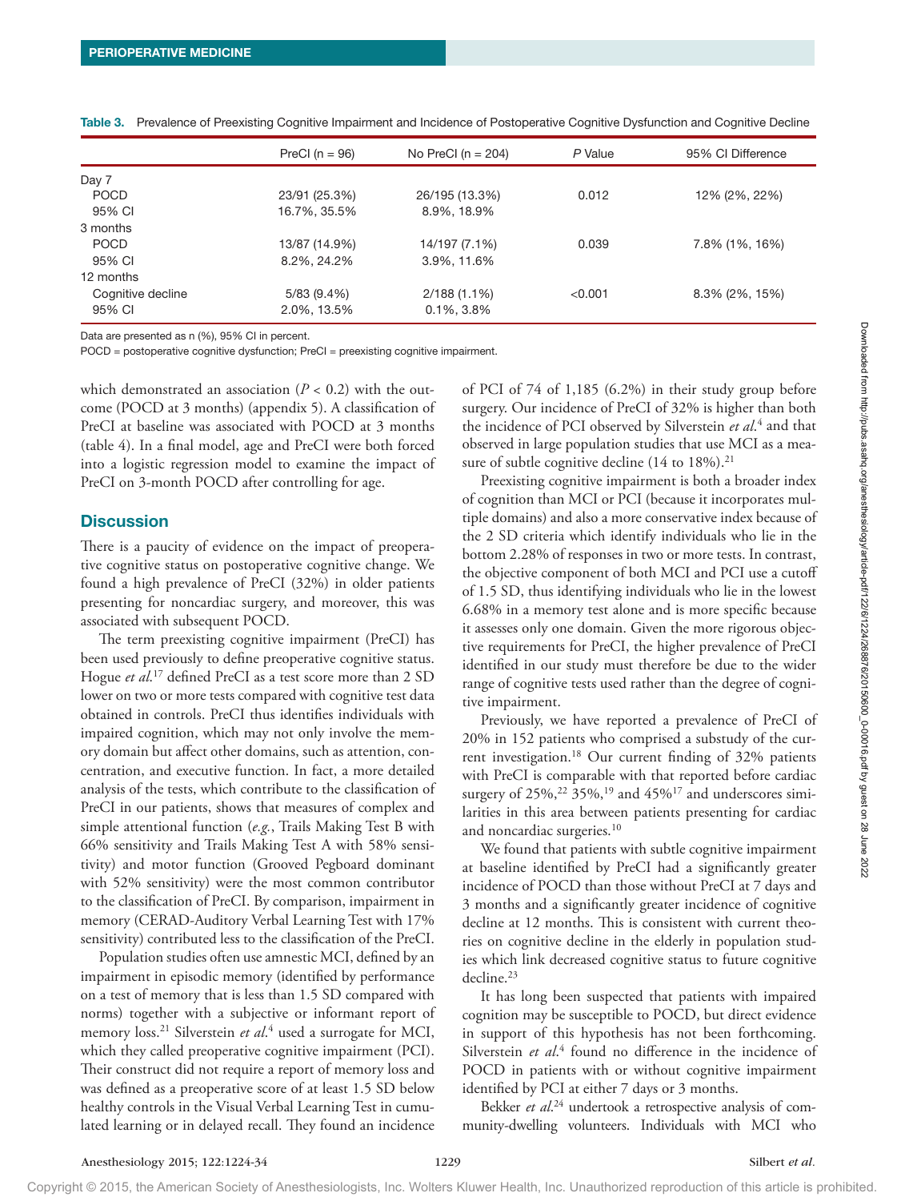Table 3. Prevalence of Preexisting Cognitive Impairment and Incidence of Postoperative Cognitive Dysfunction and Cognitive Decline

| | PreCI (n = 96) | No PreCI (n = 204) | *P* Value | 95% CI Difference |
|---|---|---|---|---|
| Day 7 | | | | |
| POCD | 23/91 (25.3%) | 26/195 (13.3%) | 0.012 | 12% (2%, 22%) |
| 95% CI | 16.7%, 35.5% | 8.9%, 18.9% | | |
| 3 months | | | | |
| POCD | 13/87 (14.9%) | 14/197 (7.1%) | 0.039 | 7.8% (1%, 16%) |
| 95% CI | 8.2%, 24.2% | 3.9%, 11.6% | | |
| 12 months | | | | |
| Cognitive decline | 5/83 (9.4%) | 2/188 (1.1%) | <0.001 | 8.3% (2%, 15%) |
| 95% CI | 2.0%, 13.5% | 0.1%, 3.8% | | |

Data are presented as n (%), 95% CI in percent.

POCD = postoperative cognitive dysfunction; PreCI = preexisting cognitive impairment.

which demonstrated an association ($P < 0.2$) with the outcome (POCD at 3 months) (appendix 5). A classification of PreCI at baseline was associated with POCD at 3 months (table 4). In a final model, age and PreCI were both forced into a logistic regression model to examine the impact of PreCI on 3-month POCD after controlling for age.

## Discussion

There is a paucity of evidence on the impact of preoperative cognitive status on postoperative cognitive change. We found a high prevalence of PreCI (32%) in older patients presenting for noncardiac surgery, and moreover, this was associated with subsequent POCD.

The term preexisting cognitive impairment (PreCI) has been used previously to define preoperative cognitive status. Hogue *et al.*[17] defined PreCI as a test score more than 2 SD lower on two or more tests compared with cognitive test data obtained in controls. PreCI thus identifies individuals with impaired cognition, which may not only involve the memory domain but affect other domains, such as attention, concentration, and executive function. In fact, a more detailed analysis of the tests, which contribute to the classification of PreCI in our patients, shows that measures of complex and simple attentional function (*e.g.*, Trails Making Test B with 66% sensitivity and Trails Making Test A with 58% sensitivity) and motor function (Grooved Pegboard dominant with 52% sensitivity) were the most common contributor to the classification of PreCI. By comparison, impairment in memory (CERAD-Auditory Verbal Learning Test with 17% sensitivity) contributed less to the classification of the PreCI.

Population studies often use amnestic MCI, defined by an impairment in episodic memory (identified by performance on a test of memory that is less than 1.5 SD compared with norms) together with a subjective or informant report of memory loss.[21] Silverstein *et al.*[4] used a surrogate for MCI, which they called preoperative cognitive impairment (PCI). Their construct did not require a report of memory loss and was defined as a preoperative score of at least 1.5 SD below healthy controls in the Visual Verbal Learning Test in cumulated learning or in delayed recall. They found an incidence of PCI of 74 of 1,185 (6.2%) in their study group before surgery. Our incidence of PreCI of 32% is higher than both the incidence of PCI observed by Silverstein *et al.*[4] and that observed in large population studies that use MCI as a measure of subtle cognitive decline (14 to 18%).[21]

Preexisting cognitive impairment is both a broader index of cognition than MCI or PCI (because it incorporates multiple domains) and also a more conservative index because of the 2 SD criteria which identify individuals who lie in the bottom 2.28% of responses in two or more tests. In contrast, the objective component of both MCI and PCI use a cutoff of 1.5 SD, thus identifying individuals who lie in the lowest 6.68% in a memory test alone and is more specific because it assesses only one domain. Given the more rigorous objective requirements for PreCI, the higher prevalence of PreCI identified in our study must therefore be due to the wider range of cognitive tests used rather than the degree of cognitive impairment.

Previously, we have reported a prevalence of PreCI of 20% in 152 patients who comprised a substudy of the current investigation.[18] Our current finding of 32% patients with PreCI is comparable with that reported before cardiac surgery of 25%,[22] 35%,[19] and 45%[17] and underscores similarities in this area between patients presenting for cardiac and noncardiac surgeries.[10]

We found that patients with subtle cognitive impairment at baseline identified by PreCI had a significantly greater incidence of POCD than those without PreCI at 7 days and 3 months and a significantly greater incidence of cognitive decline at 12 months. This is consistent with current theories on cognitive decline in the elderly in population studies which link decreased cognitive status to future cognitive decline.[23]

It has long been suspected that patients with impaired cognition may be susceptible to POCD, but direct evidence in support of this hypothesis has not been forthcoming. Silverstein *et al.*[4] found no difference in the incidence of POCD in patients with or without cognitive impairment identified by PCI at either 7 days or 3 months.

Bekker *et al.*[24] undertook a retrospective analysis of community-dwelling volunteers. Individuals with MCI who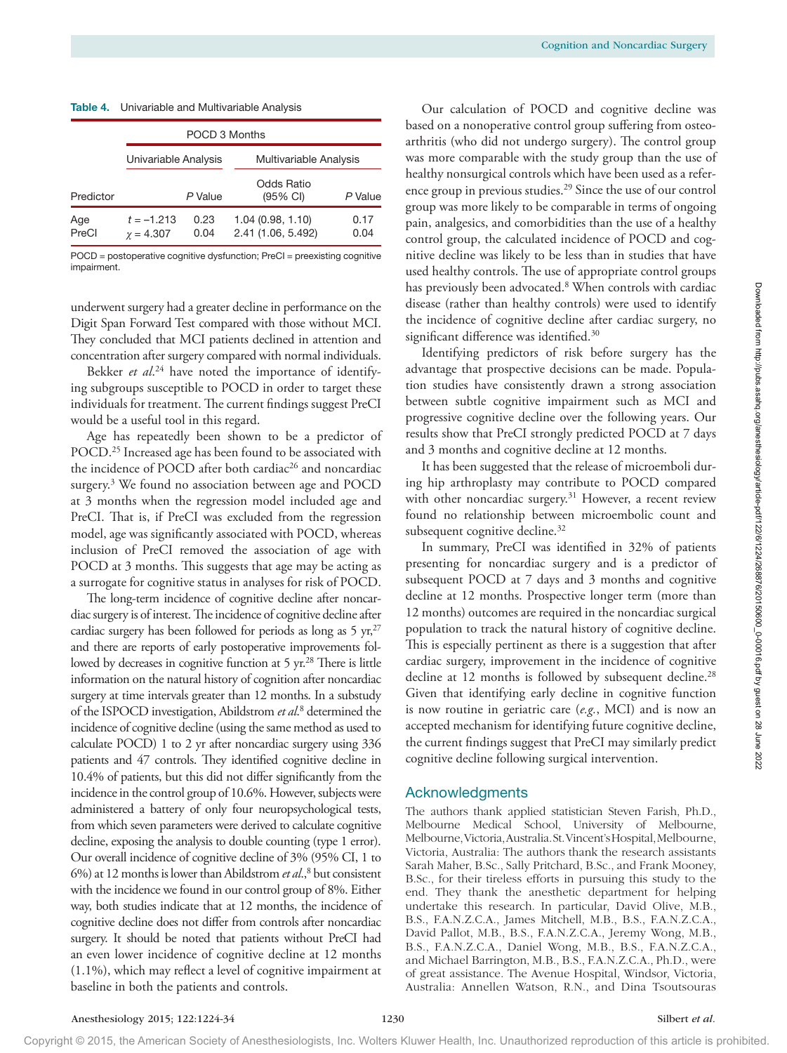**Table 4.** Univariable and Multivariable Analysis

| | POCD 3 Months | | | |
|---|---|---|---|---|
| | Univariable Analysis | | Multivariable Analysis | |
| Predictor | | *P* Value | Odds Ratio (95% CI) | *P* Value |
| Age | $t = -1.213$ | 0.23 | 1.04 (0.98, 1.10) | 0.17 |
| PreCI | $\chi = 4.307$ | 0.04 | 2.41 (1.06, 5.492) | 0.04 |

POCD = postoperative cognitive dysfunction; PreCI = preexisting cognitive impairment.

underwent surgery had a greater decline in performance on the Digit Span Forward Test compared with those without MCI. They concluded that MCI patients declined in attention and concentration after surgery compared with normal individuals.

Bekker *et al.*[24] have noted the importance of identifying subgroups susceptible to POCD in order to target these individuals for treatment. The current findings suggest PreCI would be a useful tool in this regard.

Age has repeatedly been shown to be a predictor of POCD.[25] Increased age has been found to be associated with the incidence of POCD after both cardiac[26] and noncardiac surgery.[3] We found no association between age and POCD at 3 months when the regression model included age and PreCI. That is, if PreCI was excluded from the regression model, age was significantly associated with POCD, whereas inclusion of PreCI removed the association of age with POCD at 3 months. This suggests that age may be acting as a surrogate for cognitive status in analyses for risk of POCD.

The long-term incidence of cognitive decline after noncardiac surgery is of interest. The incidence of cognitive decline after cardiac surgery has been followed for periods as long as 5 yr,[27] and there are reports of early postoperative improvements followed by decreases in cognitive function at 5 yr.[28] There is little information on the natural history of cognition after noncardiac surgery at time intervals greater than 12 months. In a substudy of the ISPOCD investigation, Abildstrom *et al.*[8] determined the incidence of cognitive decline (using the same method as used to calculate POCD) 1 to 2 yr after noncardiac surgery using 336 patients and 47 controls. They identified cognitive decline in 10.4% of patients, but this did not differ significantly from the incidence in the control group of 10.6%. However, subjects were administered a battery of only four neuropsychological tests, from which seven parameters were derived to calculate cognitive decline, exposing the analysis to double counting (type 1 error). Our overall incidence of cognitive decline of 3% (95% CI, 1 to 6%) at 12 months is lower than Abildstrom *et al.*,[8] but consistent with the incidence we found in our control group of 8%. Either way, both studies indicate that at 12 months, the incidence of cognitive decline does not differ from controls after noncardiac surgery. It should be noted that patients without PreCI had an even lower incidence of cognitive decline at 12 months (1.1%), which may reflect a level of cognitive impairment at baseline in both the patients and controls.

Our calculation of POCD and cognitive decline was based on a nonoperative control group suffering from osteoarthritis (who did not undergo surgery). The control group was more comparable with the study group than the use of healthy nonsurgical controls which have been used as a reference group in previous studies.[29] Since the use of our control group was more likely to be comparable in terms of ongoing pain, analgesics, and comorbidities than the use of a healthy control group, the calculated incidence of POCD and cognitive decline was likely to be less than in studies that have used healthy controls. The use of appropriate control groups has previously been advocated.[8] When controls with cardiac disease (rather than healthy controls) were used to identify the incidence of cognitive decline after cardiac surgery, no significant difference was identified.[30]

Identifying predictors of risk before surgery has the advantage that prospective decisions can be made. Population studies have consistently drawn a strong association between subtle cognitive impairment such as MCI and progressive cognitive decline over the following years. Our results show that PreCI strongly predicted POCD at 7 days and 3 months and cognitive decline at 12 months.

It has been suggested that the release of microemboli during hip arthroplasty may contribute to POCD compared with other noncardiac surgery.[31] However, a recent review found no relationship between microembolic count and subsequent cognitive decline.[32]

In summary, PreCI was identified in 32% of patients presenting for noncardiac surgery and is a predictor of subsequent POCD at 7 days and 3 months and cognitive decline at 12 months. Prospective longer term (more than 12 months) outcomes are required in the noncardiac surgical population to track the natural history of cognitive decline. This is especially pertinent as there is a suggestion that after cardiac surgery, improvement in the incidence of cognitive decline at 12 months is followed by subsequent decline.[28] Given that identifying early decline in cognitive function is now routine in geriatric care (*e.g.*, MCI) and is now an accepted mechanism for identifying future cognitive decline, the current findings suggest that PreCI may similarly predict cognitive decline following surgical intervention.

## Acknowledgments

The authors thank applied statistician Steven Farish, Ph.D., Melbourne Medical School, University of Melbourne, Melbourne, Victoria, Australia. St. Vincent's Hospital, Melbourne, Victoria, Australia: The authors thank the research assistants Sarah Maher, B.Sc., Sally Pritchard, B.Sc., and Frank Mooney, B.Sc., for their tireless efforts in pursuing this study to the end. They thank the anesthetic department for helping undertake this research. In particular, David Olive, M.B., B.S., F.A.N.Z.C.A., James Mitchell, M.B., B.S., F.A.N.Z.C.A., David Pallot, M.B., B.S., F.A.N.Z.C.A., Jeremy Wong, M.B., B.S., F.A.N.Z.C.A., Daniel Wong, M.B., B.S., F.A.N.Z.C.A., and Michael Barrington, M.B., B.S., F.A.N.Z.C.A., Ph.D., were of great assistance. The Avenue Hospital, Windsor, Victoria, Australia: Annellen Watson, R.N., and Dina Tsoutsouras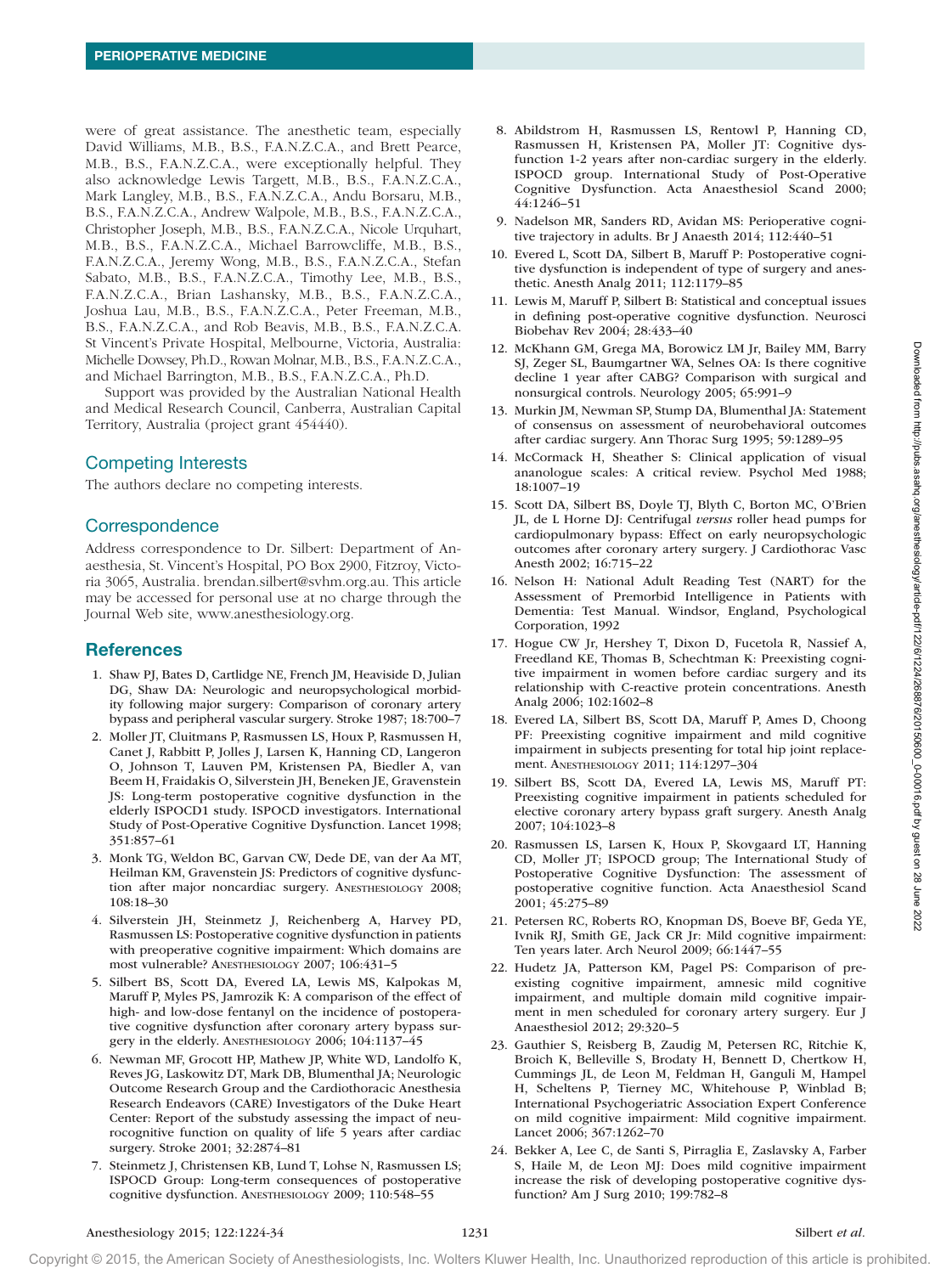were of great assistance. The anesthetic team, especially David Williams, M.B., B.S., F.A.N.Z.C.A., and Brett Pearce, M.B., B.S., F.A.N.Z.C.A., were exceptionally helpful. They also acknowledge Lewis Targett, M.B., B.S., F.A.N.Z.C.A., Mark Langley, M.B., B.S., F.A.N.Z.C.A., Andu Borsaru, M.B., B.S., F.A.N.Z.C.A., Andrew Walpole, M.B., B.S., F.A.N.Z.C.A., Christopher Joseph, M.B., B.S., F.A.N.Z.C.A., Nicole Urquhart, M.B., B.S., F.A.N.Z.C.A., Michael Barrowcliffe, M.B., B.S., F.A.N.Z.C.A., Jeremy Wong, M.B., B.S., F.A.N.Z.C.A., Stefan Sabato, M.B., B.S., F.A.N.Z.C.A., Timothy Lee, M.B., B.S., F.A.N.Z.C.A., Brian Lashansky, M.B., B.S., F.A.N.Z.C.A., Joshua Lau, M.B., B.S., F.A.N.Z.C.A., Peter Freeman, M.B., B.S., F.A.N.Z.C.A., and Rob Beavis, M.B., B.S., F.A.N.Z.C.A. St Vincent's Private Hospital, Melbourne, Victoria, Australia: Michelle Dowsey, Ph.D., Rowan Molnar, M.B., B.S., F.A.N.Z.C.A., and Michael Barrington, M.B., B.S., F.A.N.Z.C.A., Ph.D.

Support was provided by the Australian National Health and Medical Research Council, Canberra, Australian Capital Territory, Australia (project grant 454440).

## Competing Interests

The authors declare no competing interests.

## Correspondence

Address correspondence to Dr. Silbert: Department of Anaesthesia, St. Vincent's Hospital, PO Box 2900, Fitzroy, Victoria 3065, Australia. brendan.silbert@svhm.org.au. This article may be accessed for personal use at no charge through the Journal Web site, www.anesthesiology.org.

## References

1. Shaw PJ, Bates D, Cartlidge NE, French JM, Heaviside D, Julian DG, Shaw DA: Neurologic and neuropsychological morbidity following major surgery: Comparison of coronary artery bypass and peripheral vascular surgery. Stroke 1987; 18:700–7
2. Moller JT, Cluitmans P, Rasmussen LS, Houx P, Rasmussen H, Canet J, Rabbitt P, Jolles J, Larsen K, Hanning CD, Langeron O, Johnson T, Lauven PM, Kristensen PA, Biedler A, van Beem H, Fraidakis O, Silverstein JH, Beneken JE, Gravenstein JS: Long-term postoperative cognitive dysfunction in the elderly ISPOCD1 study. ISPOCD investigators. International Study of Post-Operative Cognitive Dysfunction. Lancet 1998; 351:857–61
3. Monk TG, Weldon BC, Garvan CW, Dede DE, van der Aa MT, Heilman KM, Gravenstein JS: Predictors of cognitive dysfunction after major noncardiac surgery. Anesthesiology 2008; 108:18–30
4. Silverstein JH, Steinmetz J, Reichenberg A, Harvey PD, Rasmussen LS: Postoperative cognitive dysfunction in patients with preoperative cognitive impairment: Which domains are most vulnerable? Anesthesiology 2007; 106:431–5
5. Silbert BS, Scott DA, Evered LA, Lewis MS, Kalpokas M, Maruff P, Myles PS, Jamrozik K: A comparison of the effect of high- and low-dose fentanyl on the incidence of postoperative cognitive dysfunction after coronary artery bypass surgery in the elderly. Anesthesiology 2006; 104:1137–45
6. Newman MF, Grocott HP, Mathew JP, White WD, Landolfo K, Reves JG, Laskowitz DT, Mark DB, Blumenthal JA; Neurologic Outcome Research Group and the Cardiothoracic Anesthesia Research Endeavors (CARE) Investigators of the Duke Heart Center: Report of the substudy assessing the impact of neurocognitive function on quality of life 5 years after cardiac surgery. Stroke 2001; 32:2874–81
7. Steinmetz J, Christensen KB, Lund T, Lohse N, Rasmussen LS; ISPOCD Group: Long-term consequences of postoperative cognitive dysfunction. Anesthesiology 2009; 110:548–55
8. Abildstrom H, Rasmussen LS, Rentowl P, Hanning CD, Rasmussen H, Kristensen PA, Moller JT: Cognitive dysfunction 1-2 years after non-cardiac surgery in the elderly. ISPOCD group. International Study of Post-Operative Cognitive Dysfunction. Acta Anaesthesiol Scand 2000; 44:1246–51
9. Nadelson MR, Sanders RD, Avidan MS: Perioperative cognitive trajectory in adults. Br J Anaesth 2014; 112:440–51
10. Evered L, Scott DA, Silbert B, Maruff P: Postoperative cognitive dysfunction is independent of type of surgery and anesthetic. Anesth Analg 2011; 112:1179–85
11. Lewis M, Maruff P, Silbert B: Statistical and conceptual issues in defining post-operative cognitive dysfunction. Neurosci Biobehav Rev 2004; 28:433–40
12. McKhann GM, Grega MA, Borowicz LM Jr, Bailey MM, Barry SJ, Zeger SL, Baumgartner WA, Selnes OA: Is there cognitive decline 1 year after CABG? Comparison with surgical and nonsurgical controls. Neurology 2005; 65:991–9
13. Murkin JM, Newman SP, Stump DA, Blumenthal JA: Statement of consensus on assessment of neurobehavioral outcomes after cardiac surgery. Ann Thorac Surg 1995; 59:1289–95
14. McCormack H, Sheather S: Clinical application of visual ananologue scales: A critical review. Psychol Med 1988; 18:1007–19
15. Scott DA, Silbert BS, Doyle TJ, Blyth C, Borton MC, O'Brien JL, de L Horne DJ: Centrifugal *versus* roller head pumps for cardiopulmonary bypass: Effect on early neuropsychologic outcomes after coronary artery surgery. J Cardiothorac Vasc Anesth 2002; 16:715–22
16. Nelson H: National Adult Reading Test (NART) for the Assessment of Premorbid Intelligence in Patients with Dementia: Test Manual. Windsor, England, Psychological Corporation, 1992
17. Hogue CW Jr, Hershey T, Dixon D, Fucetola R, Nassief A, Freedland KE, Thomas B, Schechtman K: Preexisting cognitive impairment in women before cardiac surgery and its relationship with C-reactive protein concentrations. Anesth Analg 2006; 102:1602–8
18. Evered LA, Silbert BS, Scott DA, Maruff P, Ames D, Choong PF: Preexisting cognitive impairment and mild cognitive impairment in subjects presenting for total hip joint replacement. Anesthesiology 2011; 114:1297–304
19. Silbert BS, Scott DA, Evered LA, Lewis MS, Maruff PT: Preexisting cognitive impairment in patients scheduled for elective coronary artery bypass graft surgery. Anesth Analg 2007; 104:1023–8
20. Rasmussen LS, Larsen K, Houx P, Skovgaard LT, Hanning CD, Moller JT; ISPOCD group; The International Study of Postoperative Cognitive Dysfunction: The assessment of postoperative cognitive function. Acta Anaesthesiol Scand 2001; 45:275–89
21. Petersen RC, Roberts RO, Knopman DS, Boeve BF, Geda YE, Ivnik RJ, Smith GE, Jack CR Jr: Mild cognitive impairment: Ten years later. Arch Neurol 2009; 66:1447–55
22. Hudetz JA, Patterson KM, Pagel PS: Comparison of preexisting cognitive impairment, amnesic mild cognitive impairment, and multiple domain mild cognitive impairment in men scheduled for coronary artery surgery. Eur J Anaesthesiol 2012; 29:320–5
23. Gauthier S, Reisberg B, Zaudig M, Petersen RC, Ritchie K, Broich K, Belleville S, Brodaty H, Bennett D, Chertkow H, Cummings JL, de Leon M, Feldman H, Ganguli M, Hampel H, Scheltens P, Tierney MC, Whitehouse P, Winblad B; International Psychogeriatric Association Expert Conference on mild cognitive impairment: Mild cognitive impairment. Lancet 2006; 367:1262–70
24. Bekker A, Lee C, de Santi S, Pirraglia E, Zaslavsky A, Farber S, Haile M, de Leon MJ: Does mild cognitive impairment increase the risk of developing postoperative cognitive dysfunction? Am J Surg 2010; 199:782–8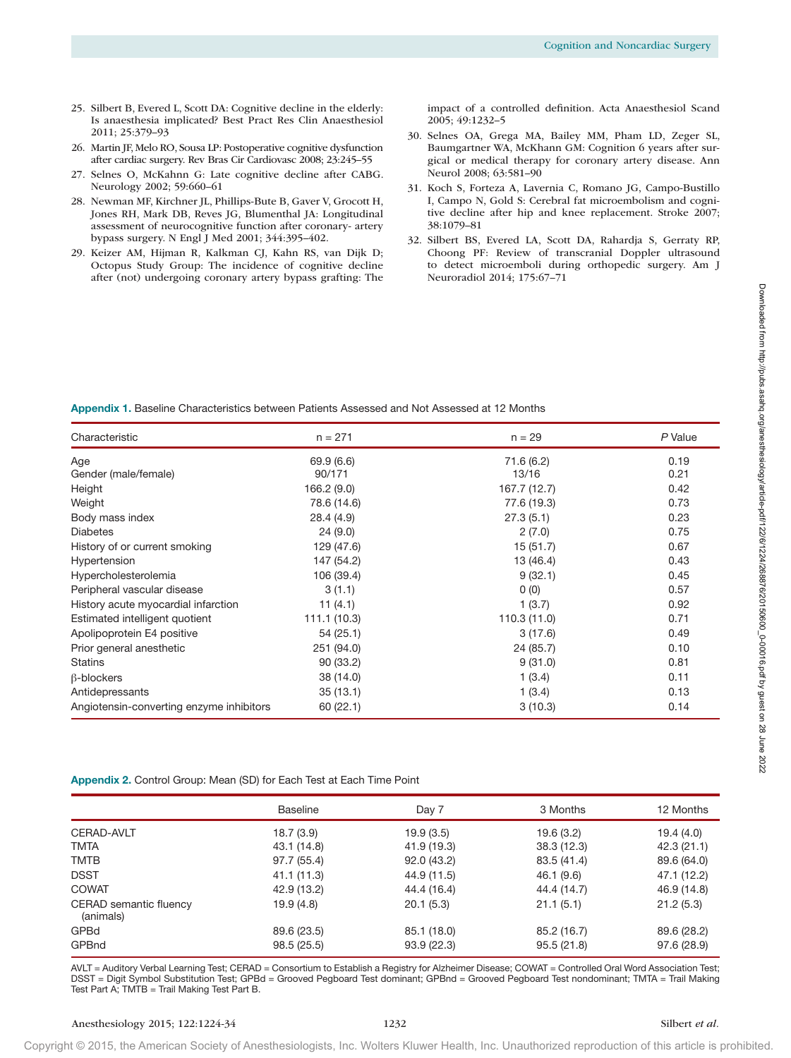25. Silbert B, Evered L, Scott DA: Cognitive decline in the elderly: Is anaesthesia implicated? Best Pract Res Clin Anaesthesiol 2011; 25:379–93
26. Martin JF, Melo RO, Sousa LP: Postoperative cognitive dysfunction after cardiac surgery. Rev Bras Cir Cardiovasc 2008; 23:245–55
27. Selnes O, McKahnn G: Late cognitive decline after CABG. Neurology 2002; 59:660–61
28. Newman MF, Kirchner JL, Phillips-Bute B, Gaver V, Grocott H, Jones RH, Mark DB, Reves JG, Blumenthal JA: Longitudinal assessment of neurocognitive function after coronary- artery bypass surgery. N Engl J Med 2001; 344:395–402.
29. Keizer AM, Hijman R, Kalkman CJ, Kahn RS, van Dijk D; Octopus Study Group: The incidence of cognitive decline after (not) undergoing coronary artery bypass grafting: The impact of a controlled definition. Acta Anaesthesiol Scand 2005; 49:1232–5
30. Selnes OA, Grega MA, Bailey MM, Pham LD, Zeger SL, Baumgartner WA, McKhann GM: Cognition 6 years after surgical or medical therapy for coronary artery disease. Ann Neurol 2008; 63:581–90
31. Koch S, Forteza A, Lavernia C, Romano JG, Campo-Bustillo I, Campo N, Gold S: Cerebral fat microembolism and cognitive decline after hip and knee replacement. Stroke 2007; 38:1079–81
32. Silbert BS, Evered LA, Scott DA, Rahardja S, Gerraty RP, Choong PF: Review of transcranial Doppler ultrasound to detect microemboli during orthopedic surgery. Am J Neuroradiol 2014; 175:67–71

**Appendix 1.** Baseline Characteristics between Patients Assessed and Not Assessed at 12 Months

| Characteristic | n = 271 | n = 29 | *P* Value |
|---|---|---|---|
| Age | 69.9 (6.6) | 71.6 (6.2) | 0.19 |
| Gender (male/female) | 90/171 | 13/16 | 0.21 |
| Height | 166.2 (9.0) | 167.7 (12.7) | 0.42 |
| Weight | 78.6 (14.6) | 77.6 (19.3) | 0.73 |
| Body mass index | 28.4 (4.9) | 27.3 (5.1) | 0.23 |
| Diabetes | 24 (9.0) | 2 (7.0) | 0.75 |
| History of or current smoking | 129 (47.6) | 15 (51.7) | 0.67 |
| Hypertension | 147 (54.2) | 13 (46.4) | 0.43 |
| Hypercholesterolemia | 106 (39.4) | 9 (32.1) | 0.45 |
| Peripheral vascular disease | 3 (1.1) | 0 (0) | 0.57 |
| History acute myocardial infarction | 11 (4.1) | 1 (3.7) | 0.92 |
| Estimated intelligent quotient | 111.1 (10.3) | 110.3 (11.0) | 0.71 |
| Apolipoprotein E4 positive | 54 (25.1) | 3 (17.6) | 0.49 |
| Prior general anesthetic | 251 (94.0) | 24 (85.7) | 0.10 |
| Statins | 90 (33.2) | 9 (31.0) | 0.81 |
| β-blockers | 38 (14.0) | 1 (3.4) | 0.11 |
| Antidepressants | 35 (13.1) | 1 (3.4) | 0.13 |
| Angiotensin-converting enzyme inhibitors | 60 (22.1) | 3 (10.3) | 0.14 |

**Appendix 2.** Control Group: Mean (SD) for Each Test at Each Time Point

| | Baseline | Day 7 | 3 Months | 12 Months |
|---|---|---|---|---|
| CERAD-AVLT | 18.7 (3.9) | 19.9 (3.5) | 19.6 (3.2) | 19.4 (4.0) |
| TMTA | 43.1 (14.8) | 41.9 (19.3) | 38.3 (12.3) | 42.3 (21.1) |
| TMTB | 97.7 (55.4) | 92.0 (43.2) | 83.5 (41.4) | 89.6 (64.0) |
| DSST | 41.1 (11.3) | 44.9 (11.5) | 46.1 (9.6) | 47.1 (12.2) |
| COWAT | 42.9 (13.2) | 44.4 (16.4) | 44.4 (14.7) | 46.9 (14.8) |
| CERAD semantic fluency (animals) | 19.9 (4.8) | 20.1 (5.3) | 21.1 (5.1) | 21.2 (5.3) |
| GPBd | 89.6 (23.5) | 85.1 (18.0) | 85.2 (16.7) | 89.6 (28.2) |
| GPBnd | 98.5 (25.5) | 93.9 (22.3) | 95.5 (21.8) | 97.6 (28.9) |

AVLT = Auditory Verbal Learning Test; CERAD = Consortium to Establish a Registry for Alzheimer Disease; COWAT = Controlled Oral Word Association Test; DSST = Digit Symbol Substitution Test; GPBd = Grooved Pegboard Test dominant; GPBnd = Grooved Pegboard Test nondominant; TMTA = Trail Making Test Part A; TMTB = Trail Making Test Part B.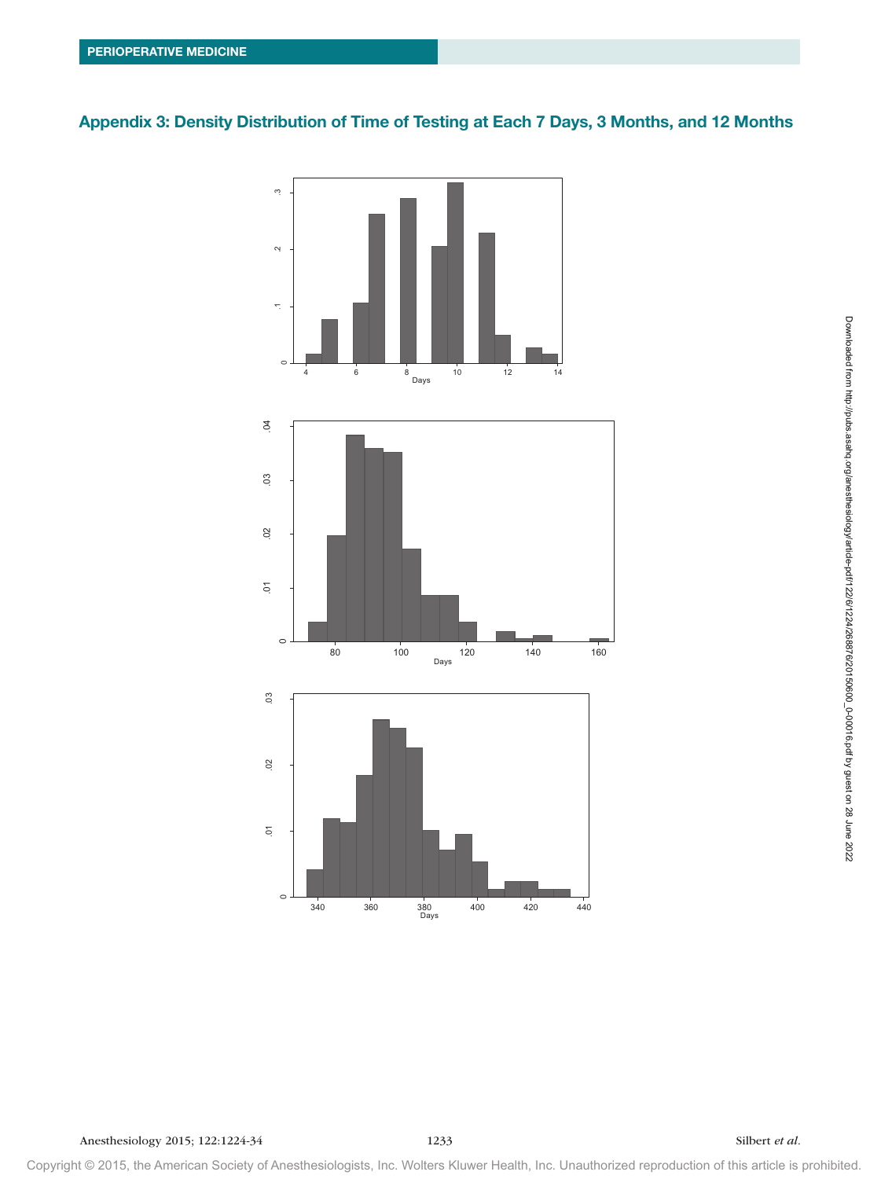## Appendix 3: Density Distribution of Time of Testing at Each 7 Days, 3 Months, and 12 Months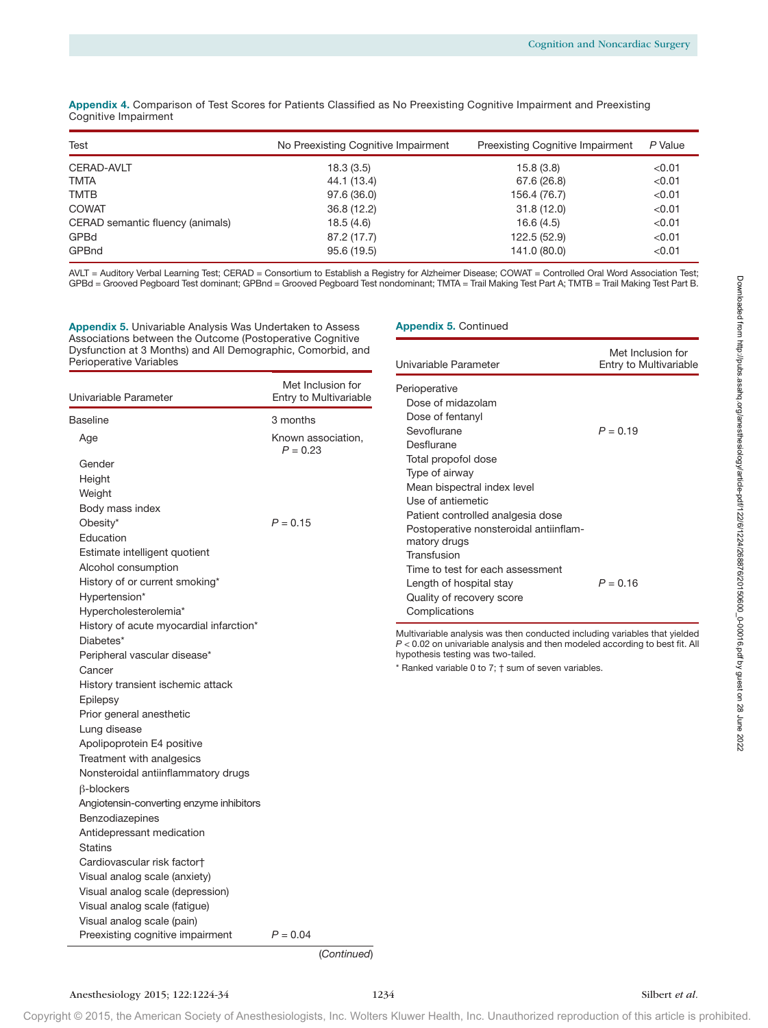**Appendix 4.** Comparison of Test Scores for Patients Classified as No Preexisting Cognitive Impairment and Preexisting Cognitive Impairment

| Test | No Preexisting Cognitive Impairment | Preexisting Cognitive Impairment | *P* Value |
|---|---|---|---|
| CERAD-AVLT | 18.3 (3.5) | 15.8 (3.8) | <0.01 |
| TMTA | 44.1 (13.4) | 67.6 (26.8) | <0.01 |
| TMTB | 97.6 (36.0) | 156.4 (76.7) | <0.01 |
| COWAT | 36.8 (12.2) | 31.8 (12.0) | <0.01 |
| CERAD semantic fluency (animals) | 18.5 (4.6) | 16.6 (4.5) | <0.01 |
| GPBd | 87.2 (17.7) | 122.5 (52.9) | <0.01 |
| GPBnd | 95.6 (19.5) | 141.0 (80.0) | <0.01 |

AVLT = Auditory Verbal Learning Test; CERAD = Consortium to Establish a Registry for Alzheimer Disease; COWAT = Controlled Oral Word Association Test; GPBd = Grooved Pegboard Test dominant; GPBnd = Grooved Pegboard Test nondominant; TMTA = Trail Making Test Part A; TMTB = Trail Making Test Part B.

**Appendix 5.** Univariable Analysis Was Undertaken to Assess Associations between the Outcome (Postoperative Cognitive Dysfunction at 3 Months) and All Demographic, Comorbid, and Perioperative Variables

| Univariable Parameter | Met Inclusion for Entry to Multivariable |
|---|---|
| Baseline | 3 months |
| Age | Known association, *P* = 0.23 |
| Gender | |
| Height | |
| Weight | |
| Body mass index | |
| Obesity* | *P* = 0.15 |
| Education | |
| Estimate intelligent quotient | |
| Alcohol consumption | |
| History of or current smoking* | |
| Hypertension* | |
| Hypercholesterolemia* | |
| History of acute myocardial infarction* | |
| Diabetes* | |
| Peripheral vascular disease* | |
| Cancer | |
| History transient ischemic attack | |
| Epilepsy | |
| Prior general anesthetic | |
| Lung disease | |
| Apolipoprotein E4 positive | |
| Treatment with analgesics | |
| Nonsteroidal antiinflammatory drugs | |
| β-blockers | |
| Angiotensin-converting enzyme inhibitors | |
| Benzodiazepines | |
| Antidepressant medication | |
| Statins | |
| Cardiovascular risk factor† | |
| Visual analog scale (anxiety) | |
| Visual analog scale (depression) | |
| Visual analog scale (fatigue) | |
| Visual analog scale (pain) | |
| Preexisting cognitive impairment | *P* = 0.04 |
| Perioperative | |
| Dose of midazolam | |
| Dose of fentanyl | |
| Sevoflurane | *P* = 0.19 |
| Desflurane | |
| Total propofol dose | |
| Type of airway | |
| Mean bispectral index level | |
| Use of antiemetic | |
| Patient controlled analgesia dose | |
| Postoperative nonsteroidal antiinflammatory drugs | |
| Transfusion | |
| Time to test for each assessment | |
| Length of hospital stay | *P* = 0.16 |
| Quality of recovery score | |
| Complications | |

Multivariable analysis was then conducted including variables that yielded $P < 0.02$ on univariable analysis and then modeled according to best fit. All hypothesis testing was two-tailed.

\* Ranked variable 0 to 7; † sum of seven variables.